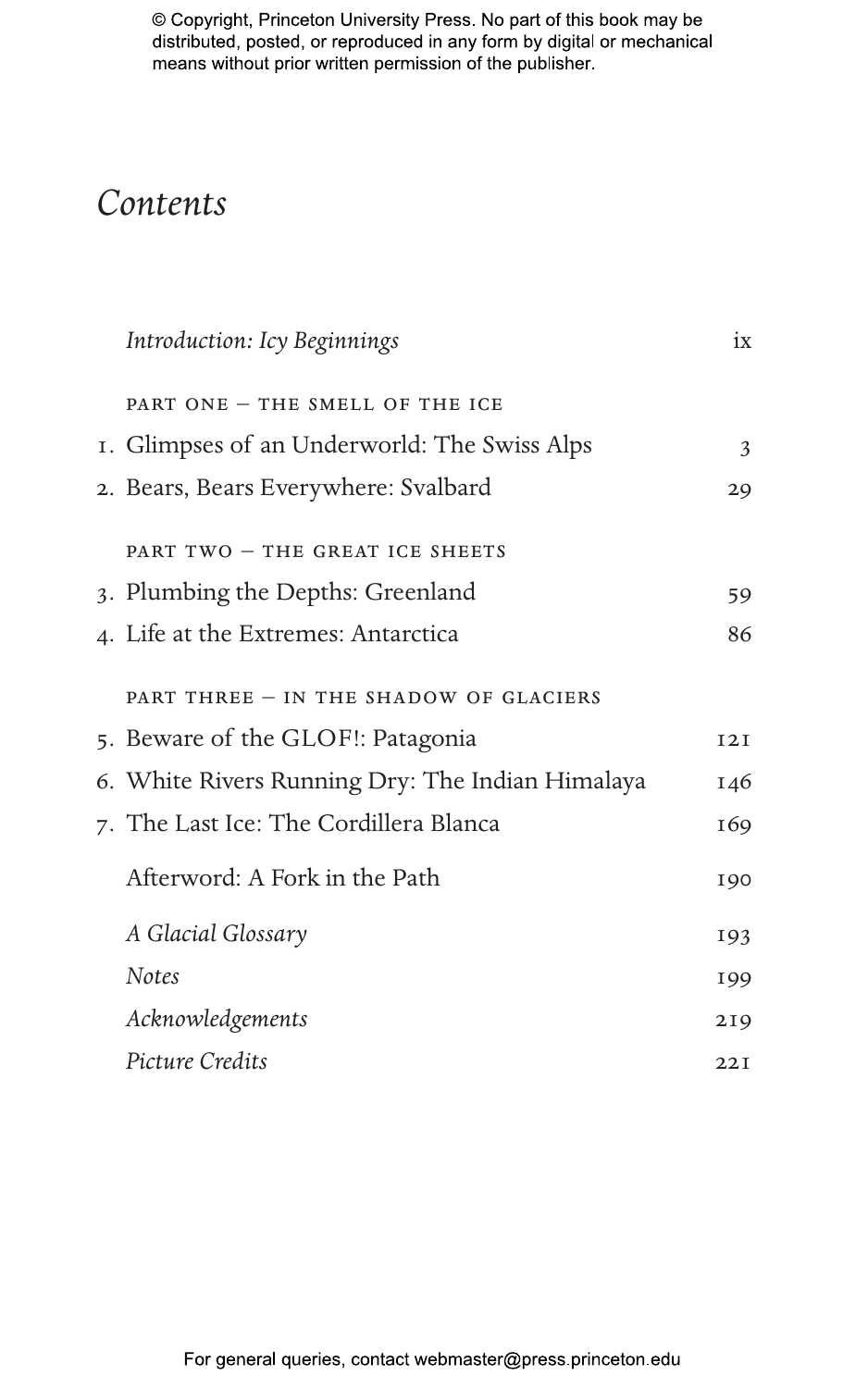# *Contents*

| | | |
|---|---|---|
| | *Introduction: Icy Beginnings* | ix |
| | PART ONE – THE SMELL OF THE ICE | |
| 1. | Glimpses of an Underworld: The Swiss Alps | 3 |
| 2. | Bears, Bears Everywhere: Svalbard | 29 |
| | PART TWO – THE GREAT ICE SHEETS | |
| 3. | Plumbing the Depths: Greenland | 59 |
| 4. | Life at the Extremes: Antarctica | 86 |
| | PART THREE – IN THE SHADOW OF GLACIERS | |
| 5. | Beware of the GLOF!: Patagonia | 121 |
| 6. | White Rivers Running Dry: The Indian Himalaya | 146 |
| 7. | The Last Ice: The Cordillera Blanca | 169 |
| | Afterword: A Fork in the Path | 190 |
| | *A Glacial Glossary* | 193 |
| | *Notes* | 199 |
| | *Acknowledgements* | 219 |
| | *Picture Credits* | 221 |

© Copyright, Princeton University Press. No part of this book may be distributed, posted, or reproduced in any form by digital or mechanical means without prior written permission of the publisher.

For general queries, contact webmaster@press.princeton.edu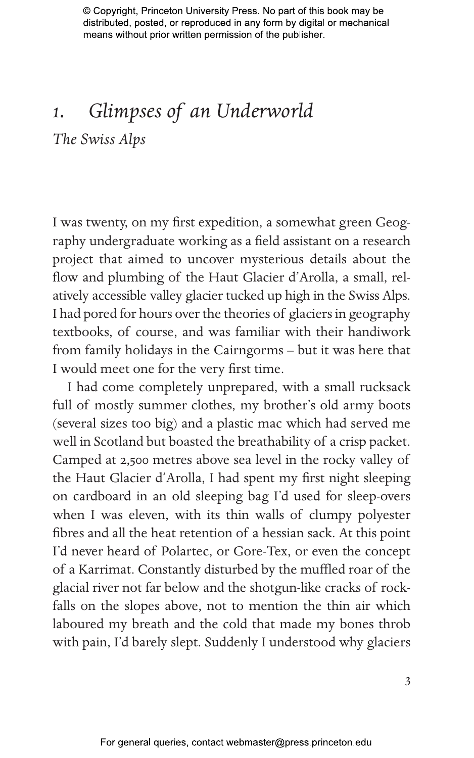# 1. *Glimpses of an Underworld*

## *The Swiss Alps*

I was twenty, on my first expedition, a somewhat green Geography undergraduate working as a field assistant on a research project that aimed to uncover mysterious details about the flow and plumbing of the Haut Glacier d'Arolla, a small, relatively accessible valley glacier tucked up high in the Swiss Alps. I had pored for hours over the theories of glaciers in geography textbooks, of course, and was familiar with their handiwork from family holidays in the Cairngorms – but it was here that I would meet one for the very first time.

I had come completely unprepared, with a small rucksack full of mostly summer clothes, my brother's old army boots (several sizes too big) and a plastic mac which had served me well in Scotland but boasted the breathability of a crisp packet. Camped at 2,500 metres above sea level in the rocky valley of the Haut Glacier d'Arolla, I had spent my first night sleeping on cardboard in an old sleeping bag I'd used for sleep-overs when I was eleven, with its thin walls of clumpy polyester fibres and all the heat retention of a hessian sack. At this point I'd never heard of Polartec, or Gore-Tex, or even the concept of a Karrimat. Constantly disturbed by the muffled roar of the glacial river not far below and the shotgun-like cracks of rockfalls on the slopes above, not to mention the thin air which laboured my breath and the cold that made my bones throb with pain, I'd barely slept. Suddenly I understood why glaciers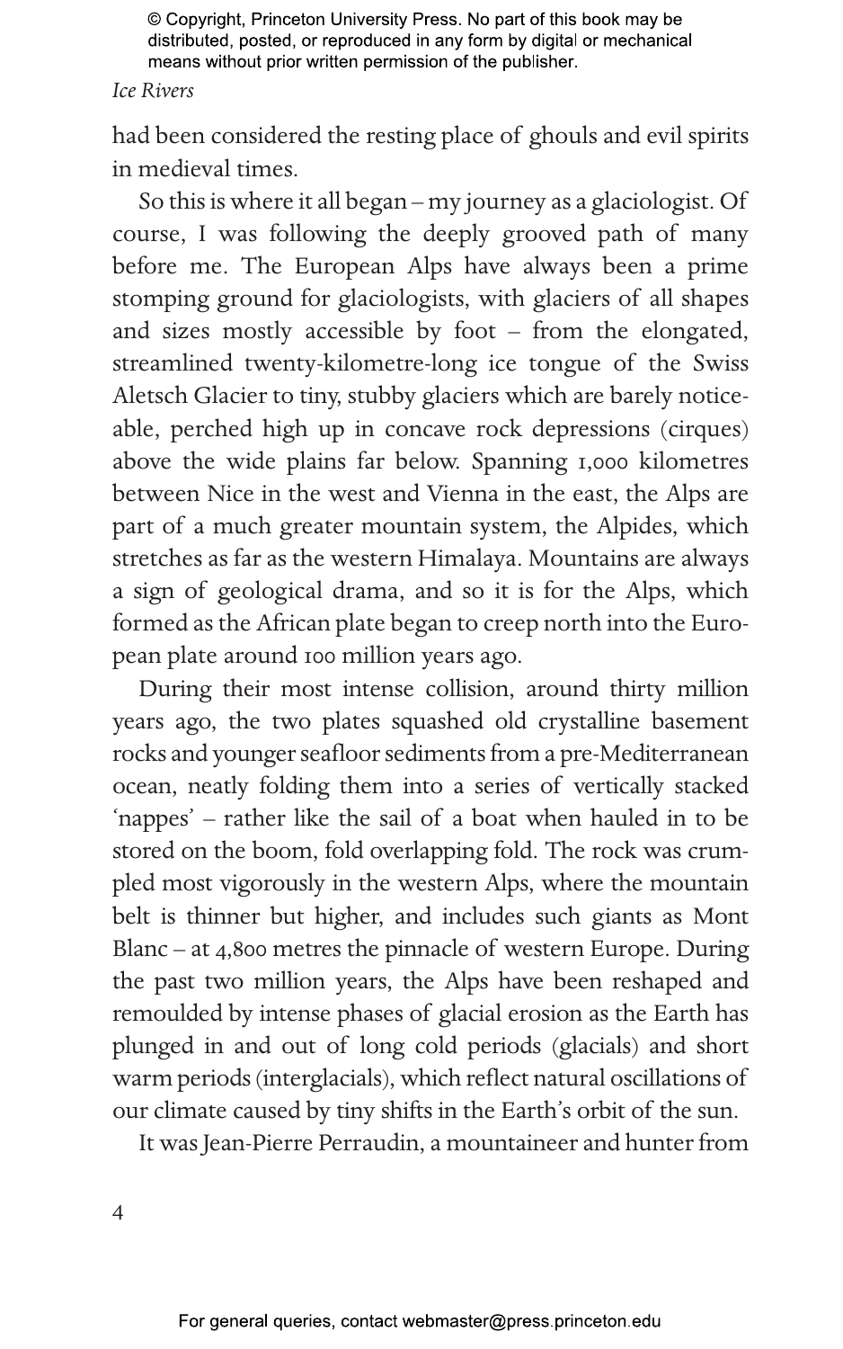had been considered the resting place of ghouls and evil spirits in medieval times.

So this is where it all began – my journey as a glaciologist. Of course, I was following the deeply grooved path of many before me. The European Alps have always been a prime stomping ground for glaciologists, with glaciers of all shapes and sizes mostly accessible by foot – from the elongated, streamlined twenty-kilometre-long ice tongue of the Swiss Aletsch Glacier to tiny, stubby glaciers which are barely noticeable, perched high up in concave rock depressions (cirques) above the wide plains far below. Spanning 1,000 kilometres between Nice in the west and Vienna in the east, the Alps are part of a much greater mountain system, the Alpides, which stretches as far as the western Himalaya. Mountains are always a sign of geological drama, and so it is for the Alps, which formed as the African plate began to creep north into the European plate around 100 million years ago.

During their most intense collision, around thirty million years ago, the two plates squashed old crystalline basement rocks and younger seafloor sediments from a pre-Mediterranean ocean, neatly folding them into a series of vertically stacked 'nappes' – rather like the sail of a boat when hauled in to be stored on the boom, fold overlapping fold. The rock was crumpled most vigorously in the western Alps, where the mountain belt is thinner but higher, and includes such giants as Mont Blanc – at 4,800 metres the pinnacle of western Europe. During the past two million years, the Alps have been reshaped and remoulded by intense phases of glacial erosion as the Earth has plunged in and out of long cold periods (glacials) and short warm periods (interglacials), which reflect natural oscillations of our climate caused by tiny shifts in the Earth's orbit of the sun.

It was Jean-Pierre Perraudin, a mountaineer and hunter from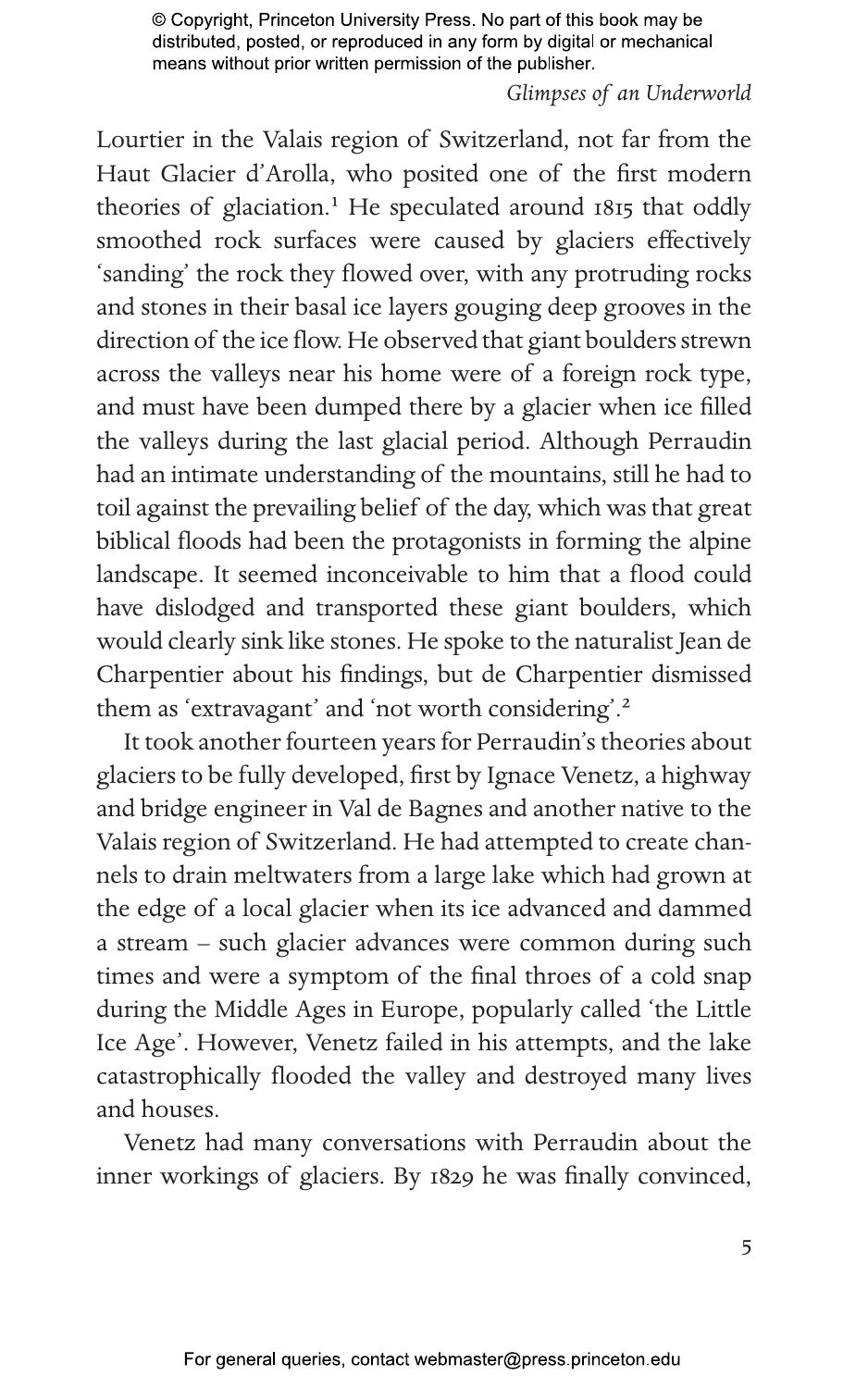Lourtier in the Valais region of Switzerland, not far from the Haut Glacier d'Arolla, who posited one of the first modern theories of glaciation.[1] He speculated around 1815 that oddly smoothed rock surfaces were caused by glaciers effectively 'sanding' the rock they flowed over, with any protruding rocks and stones in their basal ice layers gouging deep grooves in the direction of the ice flow. He observed that giant boulders strewn across the valleys near his home were of a foreign rock type, and must have been dumped there by a glacier when ice filled the valleys during the last glacial period. Although Perraudin had an intimate understanding of the mountains, still he had to toil against the prevailing belief of the day, which was that great biblical floods had been the protagonists in forming the alpine landscape. It seemed inconceivable to him that a flood could have dislodged and transported these giant boulders, which would clearly sink like stones. He spoke to the naturalist Jean de Charpentier about his findings, but de Charpentier dismissed them as 'extravagant' and 'not worth considering'.[2]

It took another fourteen years for Perraudin's theories about glaciers to be fully developed, first by Ignace Venetz, a highway and bridge engineer in Val de Bagnes and another native to the Valais region of Switzerland. He had attempted to create channels to drain meltwaters from a large lake which had grown at the edge of a local glacier when its ice advanced and dammed a stream – such glacier advances were common during such times and were a symptom of the final throes of a cold snap during the Middle Ages in Europe, popularly called 'the Little Ice Age'. However, Venetz failed in his attempts, and the lake catastrophically flooded the valley and destroyed many lives and houses.

Venetz had many conversations with Perraudin about the inner workings of glaciers. By 1829 he was finally convinced,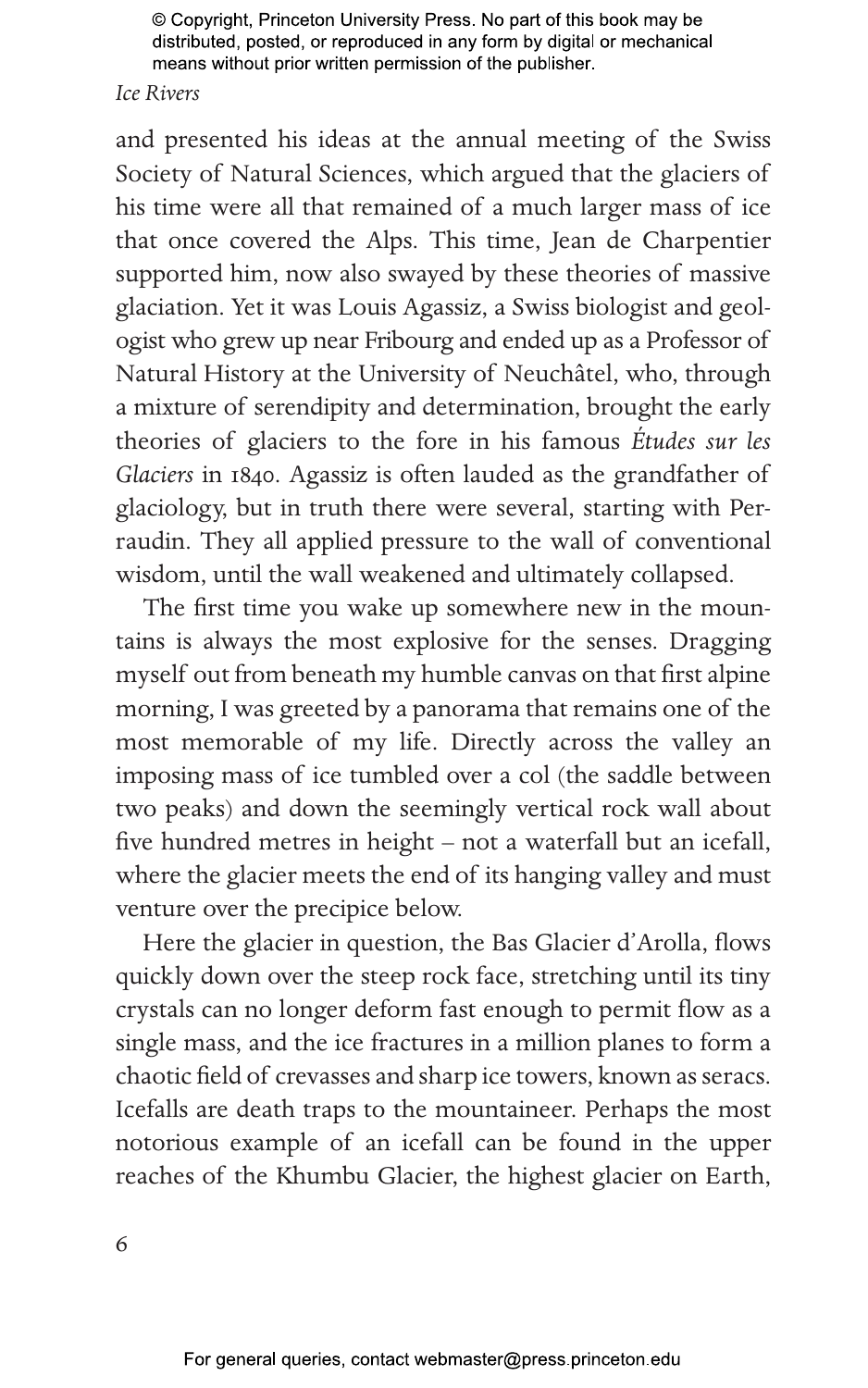and presented his ideas at the annual meeting of the Swiss Society of Natural Sciences, which argued that the glaciers of his time were all that remained of a much larger mass of ice that once covered the Alps. This time, Jean de Charpentier supported him, now also swayed by these theories of massive glaciation. Yet it was Louis Agassiz, a Swiss biologist and geologist who grew up near Fribourg and ended up as a Professor of Natural History at the University of Neuchâtel, who, through a mixture of serendipity and determination, brought the early theories of glaciers to the fore in his famous *Études sur les Glaciers* in 1840. Agassiz is often lauded as the grandfather of glaciology, but in truth there were several, starting with Perraudin. They all applied pressure to the wall of conventional wisdom, until the wall weakened and ultimately collapsed.

The first time you wake up somewhere new in the mountains is always the most explosive for the senses. Dragging myself out from beneath my humble canvas on that first alpine morning, I was greeted by a panorama that remains one of the most memorable of my life. Directly across the valley an imposing mass of ice tumbled over a col (the saddle between two peaks) and down the seemingly vertical rock wall about five hundred metres in height – not a waterfall but an icefall, where the glacier meets the end of its hanging valley and must venture over the precipice below.

Here the glacier in question, the Bas Glacier d'Arolla, flows quickly down over the steep rock face, stretching until its tiny crystals can no longer deform fast enough to permit flow as a single mass, and the ice fractures in a million planes to form a chaotic field of crevasses and sharp ice towers, known as seracs. Icefalls are death traps to the mountaineer. Perhaps the most notorious example of an icefall can be found in the upper reaches of the Khumbu Glacier, the highest glacier on Earth,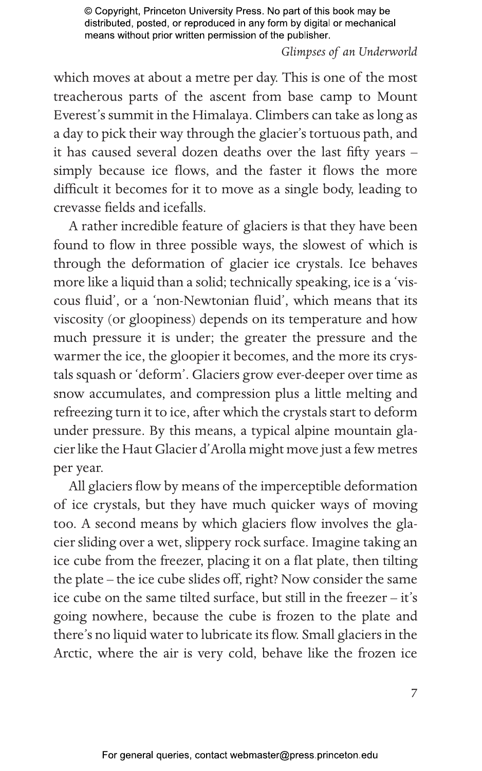which moves at about a metre per day. This is one of the most treacherous parts of the ascent from base camp to Mount Everest's summit in the Himalaya. Climbers can take as long as a day to pick their way through the glacier's tortuous path, and it has caused several dozen deaths over the last fifty years – simply because ice flows, and the faster it flows the more difficult it becomes for it to move as a single body, leading to crevasse fields and icefalls.

A rather incredible feature of glaciers is that they have been found to flow in three possible ways, the slowest of which is through the deformation of glacier ice crystals. Ice behaves more like a liquid than a solid; technically speaking, ice is a 'viscous fluid', or a 'non-Newtonian fluid', which means that its viscosity (or gloopiness) depends on its temperature and how much pressure it is under; the greater the pressure and the warmer the ice, the gloopier it becomes, and the more its crystals squash or 'deform'. Glaciers grow ever-deeper over time as snow accumulates, and compression plus a little melting and refreezing turn it to ice, after which the crystals start to deform under pressure. By this means, a typical alpine mountain glacier like the Haut Glacier d'Arolla might move just a few metres per year.

All glaciers flow by means of the imperceptible deformation of ice crystals, but they have much quicker ways of moving too. A second means by which glaciers flow involves the glacier sliding over a wet, slippery rock surface. Imagine taking an ice cube from the freezer, placing it on a flat plate, then tilting the plate – the ice cube slides off, right? Now consider the same ice cube on the same tilted surface, but still in the freezer – it's going nowhere, because the cube is frozen to the plate and there's no liquid water to lubricate its flow. Small glaciers in the Arctic, where the air is very cold, behave like the frozen ice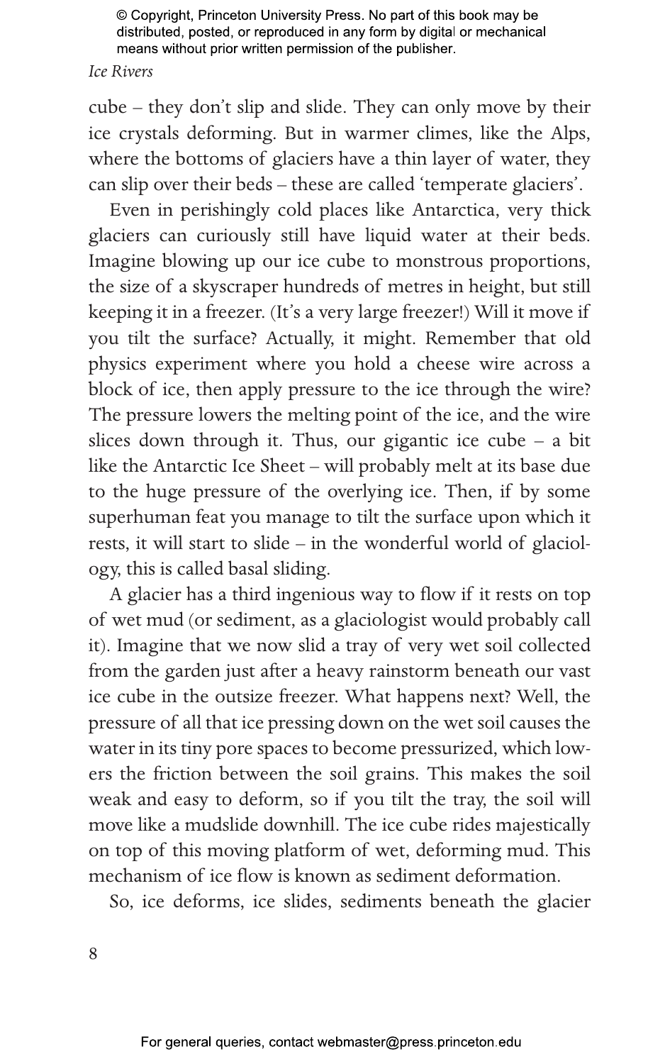cube – they don't slip and slide. They can only move by their ice crystals deforming. But in warmer climes, like the Alps, where the bottoms of glaciers have a thin layer of water, they can slip over their beds – these are called 'temperate glaciers'.

Even in perishingly cold places like Antarctica, very thick glaciers can curiously still have liquid water at their beds. Imagine blowing up our ice cube to monstrous proportions, the size of a skyscraper hundreds of metres in height, but still keeping it in a freezer. (It's a very large freezer!) Will it move if you tilt the surface? Actually, it might. Remember that old physics experiment where you hold a cheese wire across a block of ice, then apply pressure to the ice through the wire? The pressure lowers the melting point of the ice, and the wire slices down through it. Thus, our gigantic ice cube – a bit like the Antarctic Ice Sheet – will probably melt at its base due to the huge pressure of the overlying ice. Then, if by some superhuman feat you manage to tilt the surface upon which it rests, it will start to slide – in the wonderful world of glaciology, this is called basal sliding.

A glacier has a third ingenious way to flow if it rests on top of wet mud (or sediment, as a glaciologist would probably call it). Imagine that we now slid a tray of very wet soil collected from the garden just after a heavy rainstorm beneath our vast ice cube in the outsize freezer. What happens next? Well, the pressure of all that ice pressing down on the wet soil causes the water in its tiny pore spaces to become pressurized, which lowers the friction between the soil grains. This makes the soil weak and easy to deform, so if you tilt the tray, the soil will move like a mudslide downhill. The ice cube rides majestically on top of this moving platform of wet, deforming mud. This mechanism of ice flow is known as sediment deformation.

So, ice deforms, ice slides, sediments beneath the glacier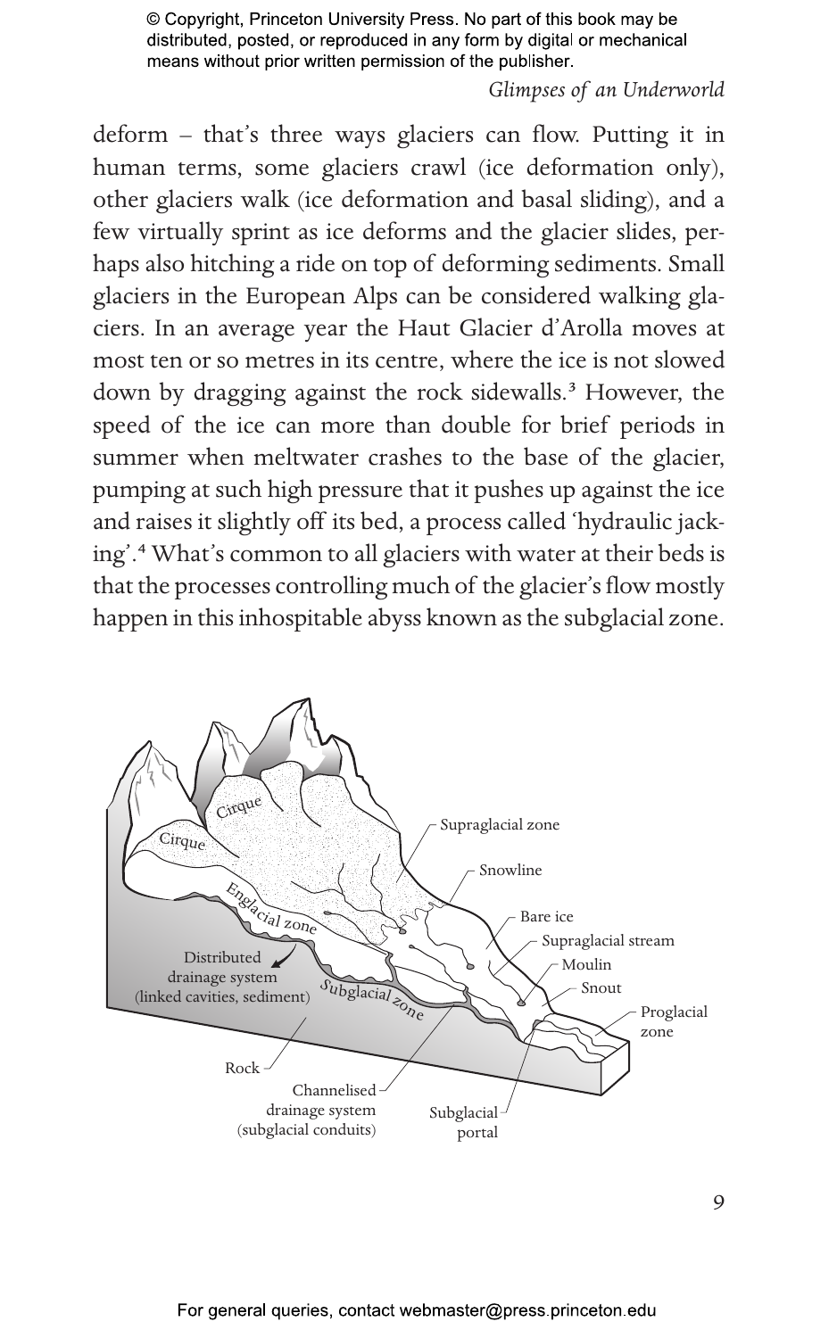deform – that's three ways glaciers can flow. Putting it in human terms, some glaciers crawl (ice deformation only), other glaciers walk (ice deformation and basal sliding), and a few virtually sprint as ice deforms and the glacier slides, perhaps also hitching a ride on top of deforming sediments. Small glaciers in the European Alps can be considered walking glaciers. In an average year the Haut Glacier d'Arolla moves at most ten or so metres in its centre, where the ice is not slowed down by dragging against the rock sidewalls.[3] However, the speed of the ice can more than double for brief periods in summer when meltwater crashes to the base of the glacier, pumping at such high pressure that it pushes up against the ice and raises it slightly off its bed, a process called 'hydraulic jacking'.[4] What's common to all glaciers with water at their beds is that the processes controlling much of the glacier's flow mostly happen in this inhospitable abyss known as the subglacial zone.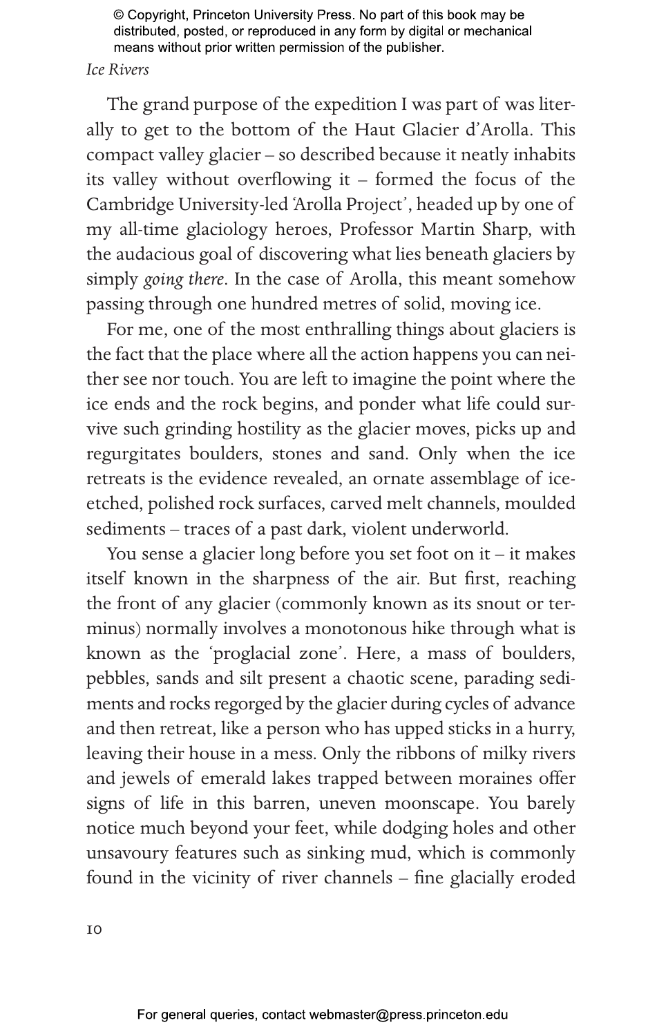The grand purpose of the expedition I was part of was literally to get to the bottom of the Haut Glacier d'Arolla. This compact valley glacier – so described because it neatly inhabits its valley without overflowing it – formed the focus of the Cambridge University-led 'Arolla Project', headed up by one of my all-time glaciology heroes, Professor Martin Sharp, with the audacious goal of discovering what lies beneath glaciers by simply *going there*. In the case of Arolla, this meant somehow passing through one hundred metres of solid, moving ice.

For me, one of the most enthralling things about glaciers is the fact that the place where all the action happens you can neither see nor touch. You are left to imagine the point where the ice ends and the rock begins, and ponder what life could survive such grinding hostility as the glacier moves, picks up and regurgitates boulders, stones and sand. Only when the ice retreats is the evidence revealed, an ornate assemblage of ice-etched, polished rock surfaces, carved melt channels, moulded sediments – traces of a past dark, violent underworld.

You sense a glacier long before you set foot on it – it makes itself known in the sharpness of the air. But first, reaching the front of any glacier (commonly known as its snout or terminus) normally involves a monotonous hike through what is known as the 'proglacial zone'. Here, a mass of boulders, pebbles, sands and silt present a chaotic scene, parading sediments and rocks regorged by the glacier during cycles of advance and then retreat, like a person who has upped sticks in a hurry, leaving their house in a mess. Only the ribbons of milky rivers and jewels of emerald lakes trapped between moraines offer signs of life in this barren, uneven moonscape. You barely notice much beyond your feet, while dodging holes and other unsavoury features such as sinking mud, which is commonly found in the vicinity of river channels – fine glacially eroded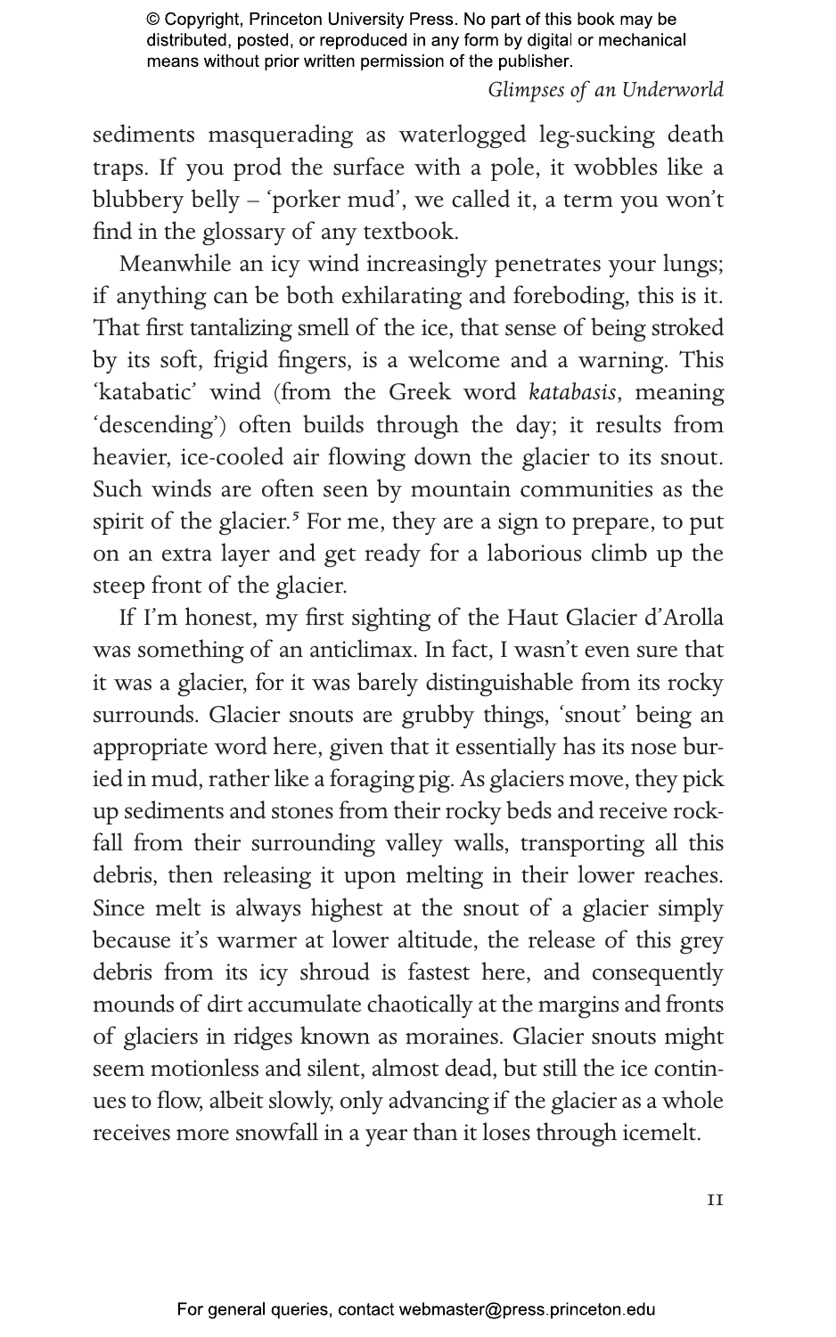sediments masquerading as waterlogged leg-sucking death traps. If you prod the surface with a pole, it wobbles like a blubbery belly – 'porker mud', we called it, a term you won't find in the glossary of any textbook.

Meanwhile an icy wind increasingly penetrates your lungs; if anything can be both exhilarating and foreboding, this is it. That first tantalizing smell of the ice, that sense of being stroked by its soft, frigid fingers, is a welcome and a warning. This 'katabatic' wind (from the Greek word *katabasis*, meaning 'descending') often builds through the day; it results from heavier, ice-cooled air flowing down the glacier to its snout. Such winds are often seen by mountain communities as the spirit of the glacier.[5] For me, they are a sign to prepare, to put on an extra layer and get ready for a laborious climb up the steep front of the glacier.

If I'm honest, my first sighting of the Haut Glacier d'Arolla was something of an anticlimax. In fact, I wasn't even sure that it was a glacier, for it was barely distinguishable from its rocky surrounds. Glacier snouts are grubby things, 'snout' being an appropriate word here, given that it essentially has its nose buried in mud, rather like a foraging pig. As glaciers move, they pick up sediments and stones from their rocky beds and receive rockfall from their surrounding valley walls, transporting all this debris, then releasing it upon melting in their lower reaches. Since melt is always highest at the snout of a glacier simply because it's warmer at lower altitude, the release of this grey debris from its icy shroud is fastest here, and consequently mounds of dirt accumulate chaotically at the margins and fronts of glaciers in ridges known as moraines. Glacier snouts might seem motionless and silent, almost dead, but still the ice continues to flow, albeit slowly, only advancing if the glacier as a whole receives more snowfall in a year than it loses through icemelt.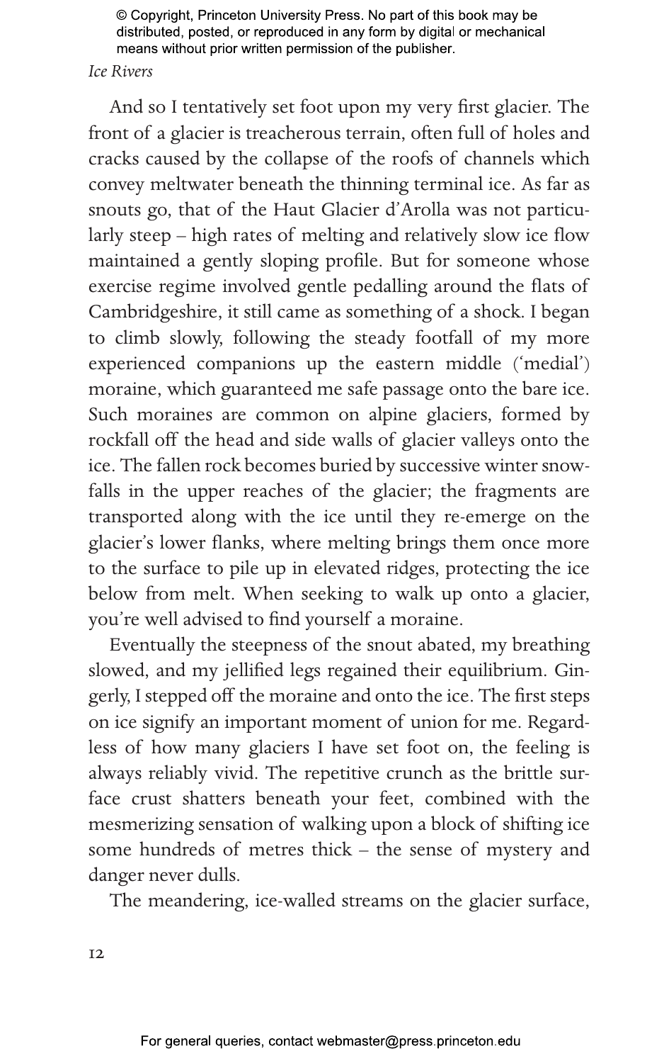And so I tentatively set foot upon my very first glacier. The front of a glacier is treacherous terrain, often full of holes and cracks caused by the collapse of the roofs of channels which convey meltwater beneath the thinning terminal ice. As far as snouts go, that of the Haut Glacier d'Arolla was not particularly steep – high rates of melting and relatively slow ice flow maintained a gently sloping profile. But for someone whose exercise regime involved gentle pedalling around the flats of Cambridgeshire, it still came as something of a shock. I began to climb slowly, following the steady footfall of my more experienced companions up the eastern middle ('medial') moraine, which guaranteed me safe passage onto the bare ice. Such moraines are common on alpine glaciers, formed by rockfall off the head and side walls of glacier valleys onto the ice. The fallen rock becomes buried by successive winter snowfalls in the upper reaches of the glacier; the fragments are transported along with the ice until they re-emerge on the glacier's lower flanks, where melting brings them once more to the surface to pile up in elevated ridges, protecting the ice below from melt. When seeking to walk up onto a glacier, you're well advised to find yourself a moraine.

Eventually the steepness of the snout abated, my breathing slowed, and my jellified legs regained their equilibrium. Gingerly, I stepped off the moraine and onto the ice. The first steps on ice signify an important moment of union for me. Regardless of how many glaciers I have set foot on, the feeling is always reliably vivid. The repetitive crunch as the brittle surface crust shatters beneath your feet, combined with the mesmerizing sensation of walking upon a block of shifting ice some hundreds of metres thick – the sense of mystery and danger never dulls.

The meandering, ice-walled streams on the glacier surface,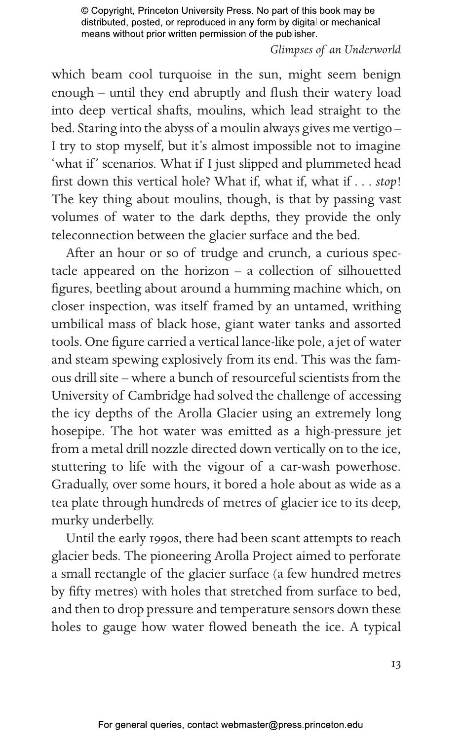which beam cool turquoise in the sun, might seem benign enough – until they end abruptly and flush their watery load into deep vertical shafts, moulins, which lead straight to the bed. Staring into the abyss of a moulin always gives me vertigo – I try to stop myself, but it's almost impossible not to imagine 'what if' scenarios. What if I just slipped and plummeted head first down this vertical hole? What if, what if, what if . . . *stop*! The key thing about moulins, though, is that by passing vast volumes of water to the dark depths, they provide the only teleconnection between the glacier surface and the bed.

After an hour or so of trudge and crunch, a curious spectacle appeared on the horizon – a collection of silhouetted figures, beetling about around a humming machine which, on closer inspection, was itself framed by an untamed, writhing umbilical mass of black hose, giant water tanks and assorted tools. One figure carried a vertical lance-like pole, a jet of water and steam spewing explosively from its end. This was the famous drill site – where a bunch of resourceful scientists from the University of Cambridge had solved the challenge of accessing the icy depths of the Arolla Glacier using an extremely long hosepipe. The hot water was emitted as a high-pressure jet from a metal drill nozzle directed down vertically on to the ice, stuttering to life with the vigour of a car-wash powerhose. Gradually, over some hours, it bored a hole about as wide as a tea plate through hundreds of metres of glacier ice to its deep, murky underbelly.

Until the early 1990s, there had been scant attempts to reach glacier beds. The pioneering Arolla Project aimed to perforate a small rectangle of the glacier surface (a few hundred metres by fifty metres) with holes that stretched from surface to bed, and then to drop pressure and temperature sensors down these holes to gauge how water flowed beneath the ice. A typical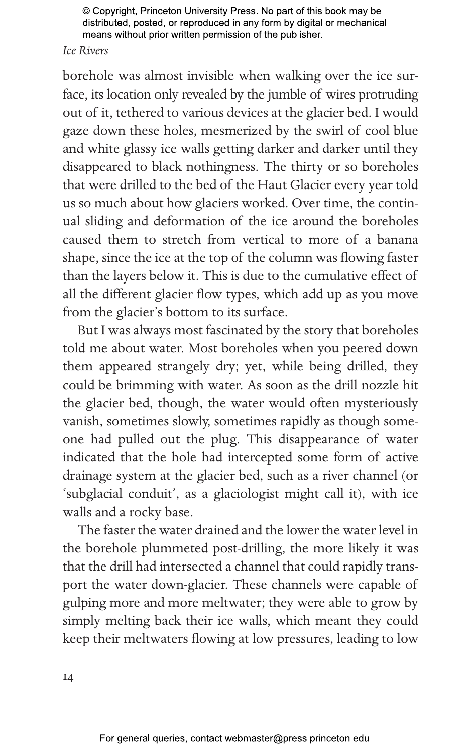borehole was almost invisible when walking over the ice surface, its location only revealed by the jumble of wires protruding out of it, tethered to various devices at the glacier bed. I would gaze down these holes, mesmerized by the swirl of cool blue and white glassy ice walls getting darker and darker until they disappeared to black nothingness. The thirty or so boreholes that were drilled to the bed of the Haut Glacier every year told us so much about how glaciers worked. Over time, the continual sliding and deformation of the ice around the boreholes caused them to stretch from vertical to more of a banana shape, since the ice at the top of the column was flowing faster than the layers below it. This is due to the cumulative effect of all the different glacier flow types, which add up as you move from the glacier's bottom to its surface.

But I was always most fascinated by the story that boreholes told me about water. Most boreholes when you peered down them appeared strangely dry; yet, while being drilled, they could be brimming with water. As soon as the drill nozzle hit the glacier bed, though, the water would often mysteriously vanish, sometimes slowly, sometimes rapidly as though someone had pulled out the plug. This disappearance of water indicated that the hole had intercepted some form of active drainage system at the glacier bed, such as a river channel (or 'subglacial conduit', as a glaciologist might call it), with ice walls and a rocky base.

The faster the water drained and the lower the water level in the borehole plummeted post-drilling, the more likely it was that the drill had intersected a channel that could rapidly transport the water down-glacier. These channels were capable of gulping more and more meltwater; they were able to grow by simply melting back their ice walls, which meant they could keep their meltwaters flowing at low pressures, leading to low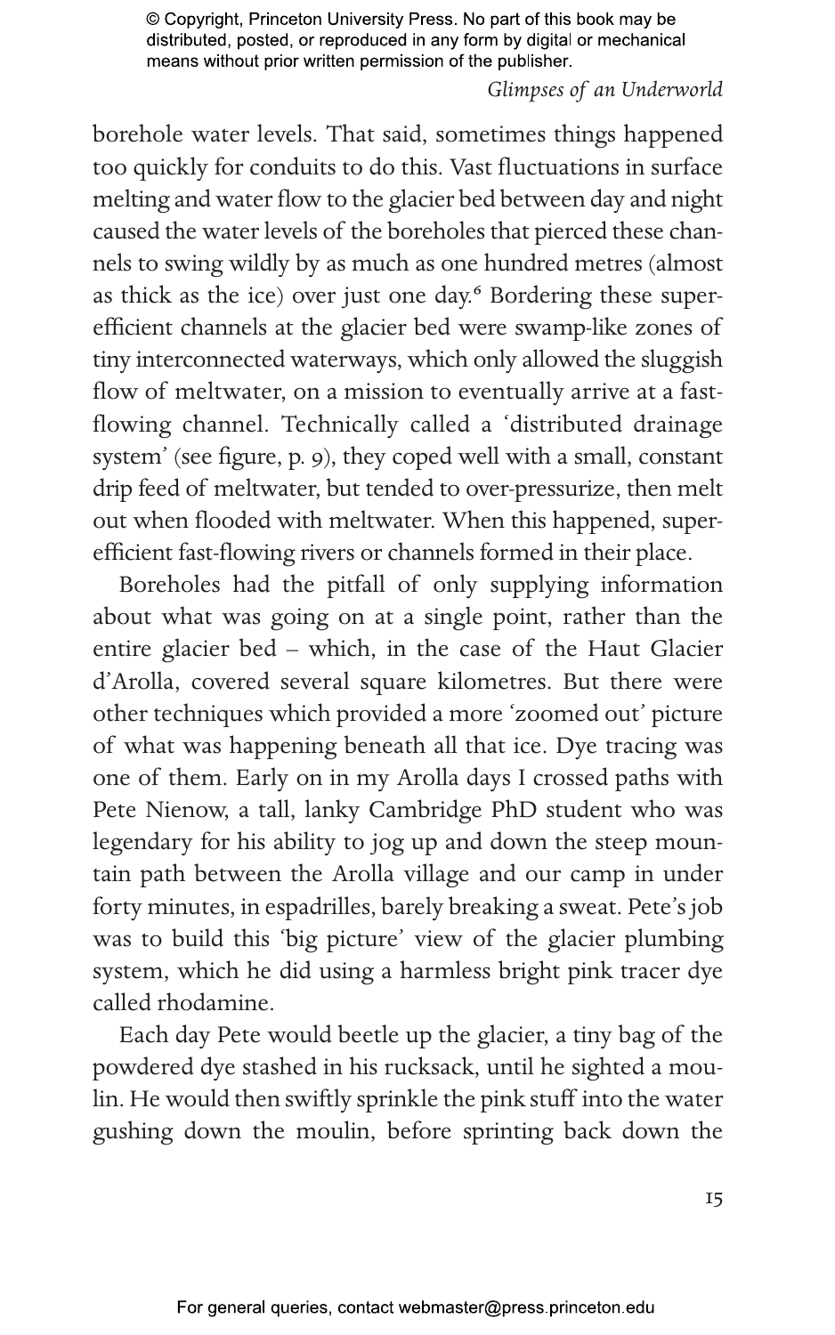borehole water levels. That said, sometimes things happened too quickly for conduits to do this. Vast fluctuations in surface melting and water flow to the glacier bed between day and night caused the water levels of the boreholes that pierced these channels to swing wildly by as much as one hundred metres (almost as thick as the ice) over just one day.[6] Bordering these super-efficient channels at the glacier bed were swamp-like zones of tiny interconnected waterways, which only allowed the sluggish flow of meltwater, on a mission to eventually arrive at a fast-flowing channel. Technically called a 'distributed drainage system' (see figure, p. 9), they coped well with a small, constant drip feed of meltwater, but tended to over-pressurize, then melt out when flooded with meltwater. When this happened, super-efficient fast-flowing rivers or channels formed in their place.

Boreholes had the pitfall of only supplying information about what was going on at a single point, rather than the entire glacier bed – which, in the case of the Haut Glacier d'Arolla, covered several square kilometres. But there were other techniques which provided a more 'zoomed out' picture of what was happening beneath all that ice. Dye tracing was one of them. Early on in my Arolla days I crossed paths with Pete Nienow, a tall, lanky Cambridge PhD student who was legendary for his ability to jog up and down the steep mountain path between the Arolla village and our camp in under forty minutes, in espadrilles, barely breaking a sweat. Pete's job was to build this 'big picture' view of the glacier plumbing system, which he did using a harmless bright pink tracer dye called rhodamine.

Each day Pete would beetle up the glacier, a tiny bag of the powdered dye stashed in his rucksack, until he sighted a moulin. He would then swiftly sprinkle the pink stuff into the water gushing down the moulin, before sprinting back down the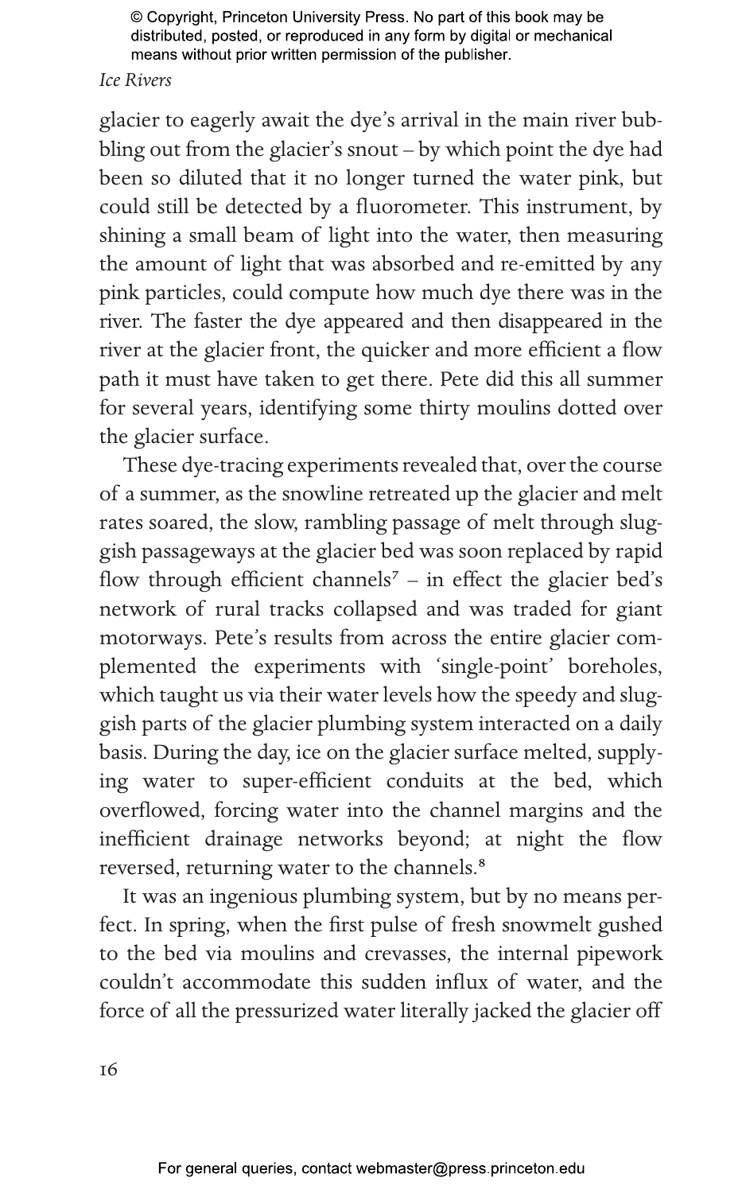glacier to eagerly await the dye's arrival in the main river bubbling out from the glacier's snout – by which point the dye had been so diluted that it no longer turned the water pink, but could still be detected by a fluorometer. This instrument, by shining a small beam of light into the water, then measuring the amount of light that was absorbed and re-emitted by any pink particles, could compute how much dye there was in the river. The faster the dye appeared and then disappeared in the river at the glacier front, the quicker and more efficient a flow path it must have taken to get there. Pete did this all summer for several years, identifying some thirty moulins dotted over the glacier surface.

These dye-tracing experiments revealed that, over the course of a summer, as the snowline retreated up the glacier and melt rates soared, the slow, rambling passage of melt through sluggish passageways at the glacier bed was soon replaced by rapid flow through efficient channels[7] – in effect the glacier bed's network of rural tracks collapsed and was traded for giant motorways. Pete's results from across the entire glacier complemented the experiments with 'single-point' boreholes, which taught us via their water levels how the speedy and sluggish parts of the glacier plumbing system interacted on a daily basis. During the day, ice on the glacier surface melted, supplying water to super-efficient conduits at the bed, which overflowed, forcing water into the channel margins and the inefficient drainage networks beyond; at night the flow reversed, returning water to the channels.[8]

It was an ingenious plumbing system, but by no means perfect. In spring, when the first pulse of fresh snowmelt gushed to the bed via moulins and crevasses, the internal pipework couldn't accommodate this sudden influx of water, and the force of all the pressurized water literally jacked the glacier off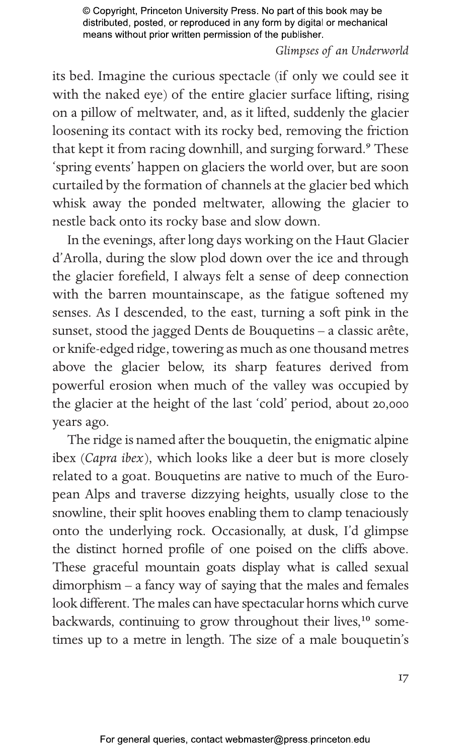its bed. Imagine the curious spectacle (if only we could see it with the naked eye) of the entire glacier surface lifting, rising on a pillow of meltwater, and, as it lifted, suddenly the glacier loosening its contact with its rocky bed, removing the friction that kept it from racing downhill, and surging forward.[9] These 'spring events' happen on glaciers the world over, but are soon curtailed by the formation of channels at the glacier bed which whisk away the ponded meltwater, allowing the glacier to nestle back onto its rocky base and slow down.

In the evenings, after long days working on the Haut Glacier d'Arolla, during the slow plod down over the ice and through the glacier forefield, I always felt a sense of deep connection with the barren mountainscape, as the fatigue softened my senses. As I descended, to the east, turning a soft pink in the sunset, stood the jagged Dents de Bouquetins – a classic arête, or knife-edged ridge, towering as much as one thousand metres above the glacier below, its sharp features derived from powerful erosion when much of the valley was occupied by the glacier at the height of the last 'cold' period, about 20,000 years ago.

The ridge is named after the bouquetin, the enigmatic alpine ibex (*Capra ibex*), which looks like a deer but is more closely related to a goat. Bouquetins are native to much of the European Alps and traverse dizzying heights, usually close to the snowline, their split hooves enabling them to clamp tenaciously onto the underlying rock. Occasionally, at dusk, I'd glimpse the distinct horned profile of one poised on the cliffs above. These graceful mountain goats display what is called sexual dimorphism – a fancy way of saying that the males and females look different. The males can have spectacular horns which curve backwards, continuing to grow throughout their lives,[10] sometimes up to a metre in length. The size of a male bouquetin's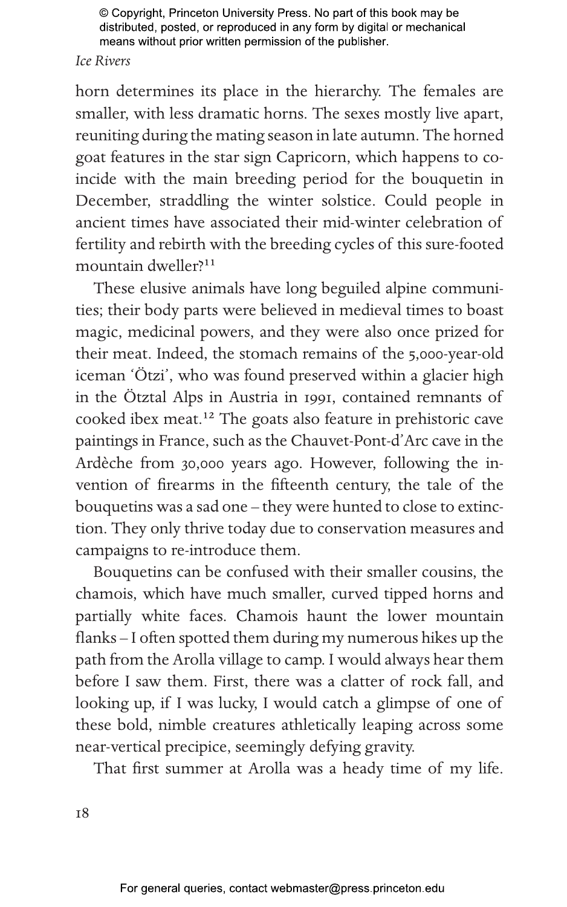horn determines its place in the hierarchy. The females are smaller, with less dramatic horns. The sexes mostly live apart, reuniting during the mating season in late autumn. The horned goat features in the star sign Capricorn, which happens to coincide with the main breeding period for the bouquetin in December, straddling the winter solstice. Could people in ancient times have associated their mid-winter celebration of fertility and rebirth with the breeding cycles of this sure-footed mountain dweller?[11]

These elusive animals have long beguiled alpine communities; their body parts were believed in medieval times to boast magic, medicinal powers, and they were also once prized for their meat. Indeed, the stomach remains of the 5,000-year-old iceman 'Ötzi', who was found preserved within a glacier high in the Ötztal Alps in Austria in 1991, contained remnants of cooked ibex meat.[12] The goats also feature in prehistoric cave paintings in France, such as the Chauvet-Pont-d'Arc cave in the Ardèche from 30,000 years ago. However, following the invention of firearms in the fifteenth century, the tale of the bouquetins was a sad one – they were hunted to close to extinction. They only thrive today due to conservation measures and campaigns to re-introduce them.

Bouquetins can be confused with their smaller cousins, the chamois, which have much smaller, curved tipped horns and partially white faces. Chamois haunt the lower mountain flanks – I often spotted them during my numerous hikes up the path from the Arolla village to camp. I would always hear them before I saw them. First, there was a clatter of rock fall, and looking up, if I was lucky, I would catch a glimpse of one of these bold, nimble creatures athletically leaping across some near-vertical precipice, seemingly defying gravity.

That first summer at Arolla was a heady time of my life.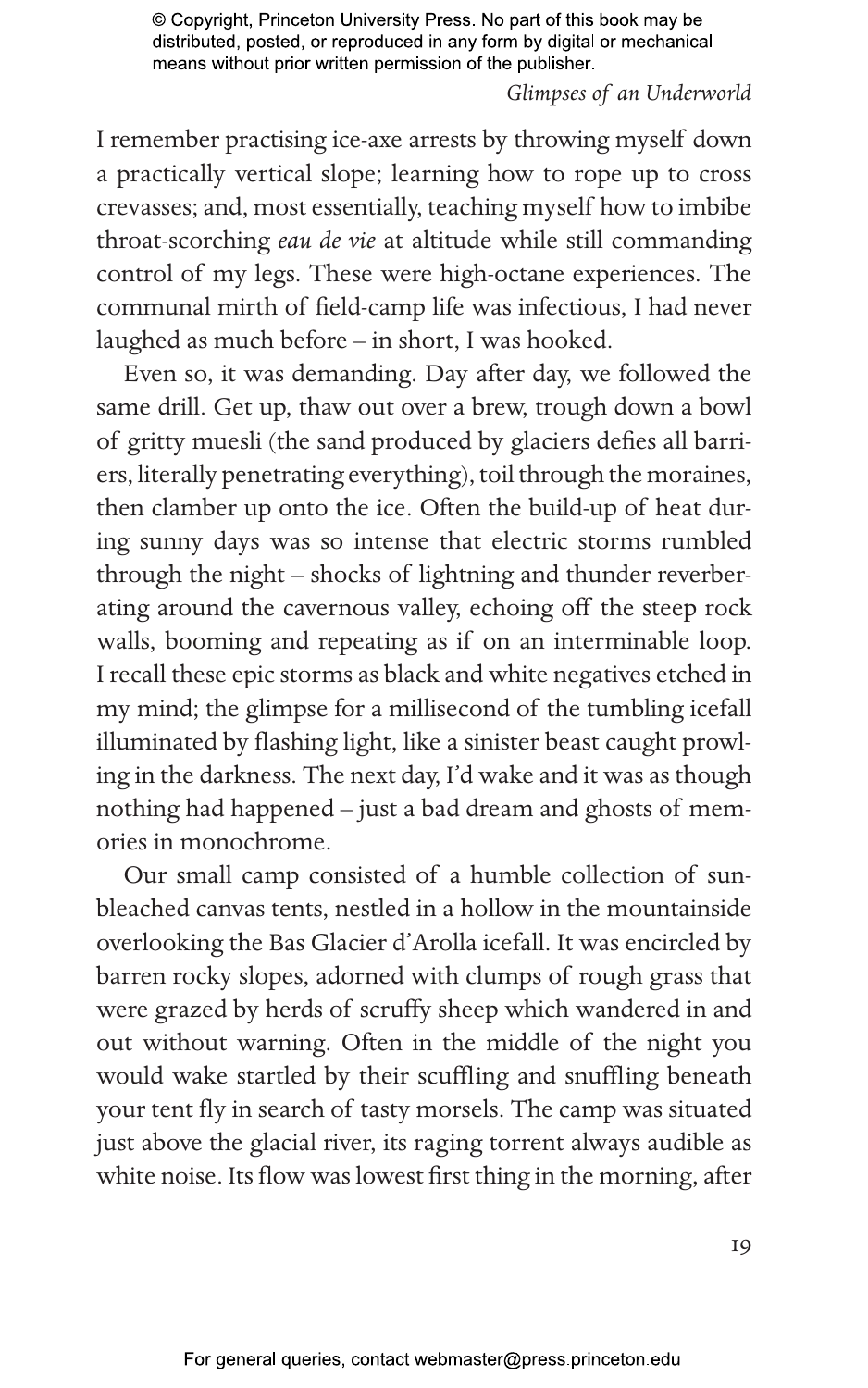I remember practising ice-axe arrests by throwing myself down a practically vertical slope; learning how to rope up to cross crevasses; and, most essentially, teaching myself how to imbibe throat-scorching *eau de vie* at altitude while still commanding control of my legs. These were high-octane experiences. The communal mirth of field-camp life was infectious, I had never laughed as much before – in short, I was hooked.

Even so, it was demanding. Day after day, we followed the same drill. Get up, thaw out over a brew, trough down a bowl of gritty muesli (the sand produced by glaciers defies all barriers, literally penetrating everything), toil through the moraines, then clamber up onto the ice. Often the build-up of heat during sunny days was so intense that electric storms rumbled through the night – shocks of lightning and thunder reverberating around the cavernous valley, echoing off the steep rock walls, booming and repeating as if on an interminable loop. I recall these epic storms as black and white negatives etched in my mind; the glimpse for a millisecond of the tumbling icefall illuminated by flashing light, like a sinister beast caught prowling in the darkness. The next day, I'd wake and it was as though nothing had happened – just a bad dream and ghosts of memories in monochrome.

Our small camp consisted of a humble collection of sun-bleached canvas tents, nestled in a hollow in the mountainside overlooking the Bas Glacier d'Arolla icefall. It was encircled by barren rocky slopes, adorned with clumps of rough grass that were grazed by herds of scruffy sheep which wandered in and out without warning. Often in the middle of the night you would wake startled by their scuffling and snuffling beneath your tent fly in search of tasty morsels. The camp was situated just above the glacial river, its raging torrent always audible as white noise. Its flow was lowest first thing in the morning, after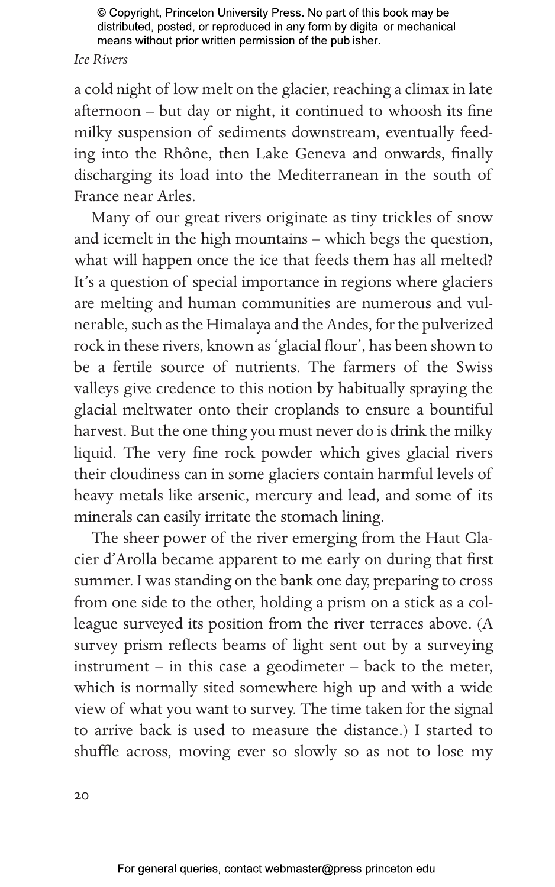a cold night of low melt on the glacier, reaching a climax in late afternoon – but day or night, it continued to whoosh its fine milky suspension of sediments downstream, eventually feeding into the Rhône, then Lake Geneva and onwards, finally discharging its load into the Mediterranean in the south of France near Arles.

Many of our great rivers originate as tiny trickles of snow and icemelt in the high mountains – which begs the question, what will happen once the ice that feeds them has all melted? It's a question of special importance in regions where glaciers are melting and human communities are numerous and vulnerable, such as the Himalaya and the Andes, for the pulverized rock in these rivers, known as 'glacial flour', has been shown to be a fertile source of nutrients. The farmers of the Swiss valleys give credence to this notion by habitually spraying the glacial meltwater onto their croplands to ensure a bountiful harvest. But the one thing you must never do is drink the milky liquid. The very fine rock powder which gives glacial rivers their cloudiness can in some glaciers contain harmful levels of heavy metals like arsenic, mercury and lead, and some of its minerals can easily irritate the stomach lining.

The sheer power of the river emerging from the Haut Glacier d'Arolla became apparent to me early on during that first summer. I was standing on the bank one day, preparing to cross from one side to the other, holding a prism on a stick as a colleague surveyed its position from the river terraces above. (A survey prism reflects beams of light sent out by a surveying instrument – in this case a geodimeter – back to the meter, which is normally sited somewhere high up and with a wide view of what you want to survey. The time taken for the signal to arrive back is used to measure the distance.) I started to shuffle across, moving ever so slowly so as not to lose my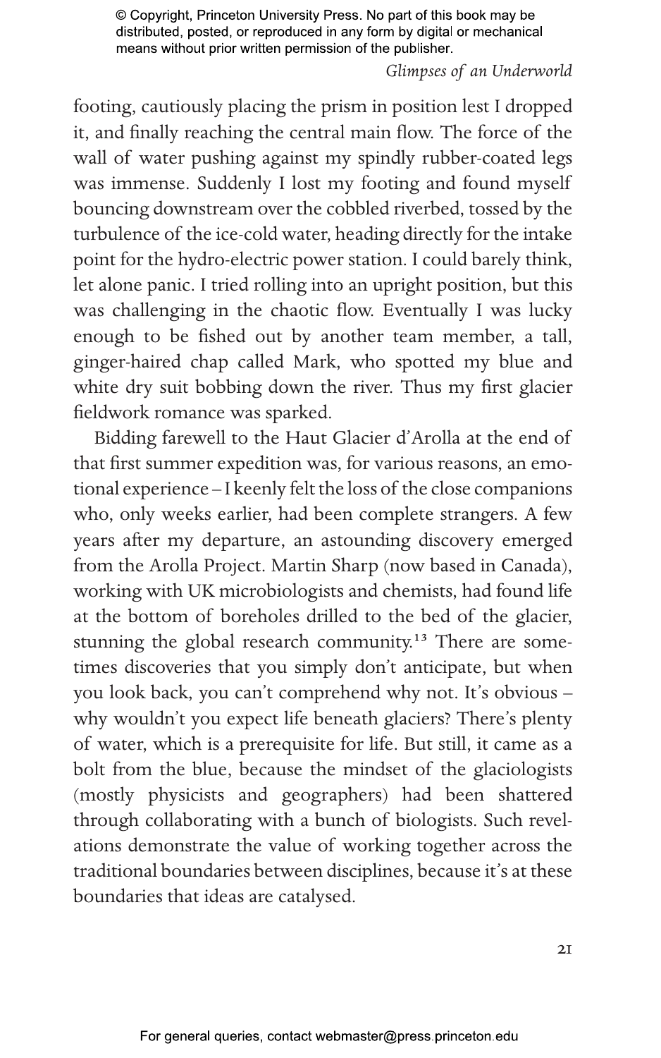footing, cautiously placing the prism in position lest I dropped it, and finally reaching the central main flow. The force of the wall of water pushing against my spindly rubber-coated legs was immense. Suddenly I lost my footing and found myself bouncing downstream over the cobbled riverbed, tossed by the turbulence of the ice-cold water, heading directly for the intake point for the hydro-electric power station. I could barely think, let alone panic. I tried rolling into an upright position, but this was challenging in the chaotic flow. Eventually I was lucky enough to be fished out by another team member, a tall, ginger-haired chap called Mark, who spotted my blue and white dry suit bobbing down the river. Thus my first glacier fieldwork romance was sparked.

Bidding farewell to the Haut Glacier d'Arolla at the end of that first summer expedition was, for various reasons, an emotional experience – I keenly felt the loss of the close companions who, only weeks earlier, had been complete strangers. A few years after my departure, an astounding discovery emerged from the Arolla Project. Martin Sharp (now based in Canada), working with UK microbiologists and chemists, had found life at the bottom of boreholes drilled to the bed of the glacier, stunning the global research community.[13] There are sometimes discoveries that you simply don't anticipate, but when you look back, you can't comprehend why not. It's obvious – why wouldn't you expect life beneath glaciers? There's plenty of water, which is a prerequisite for life. But still, it came as a bolt from the blue, because the mindset of the glaciologists (mostly physicists and geographers) had been shattered through collaborating with a bunch of biologists. Such revelations demonstrate the value of working together across the traditional boundaries between disciplines, because it's at these boundaries that ideas are catalysed.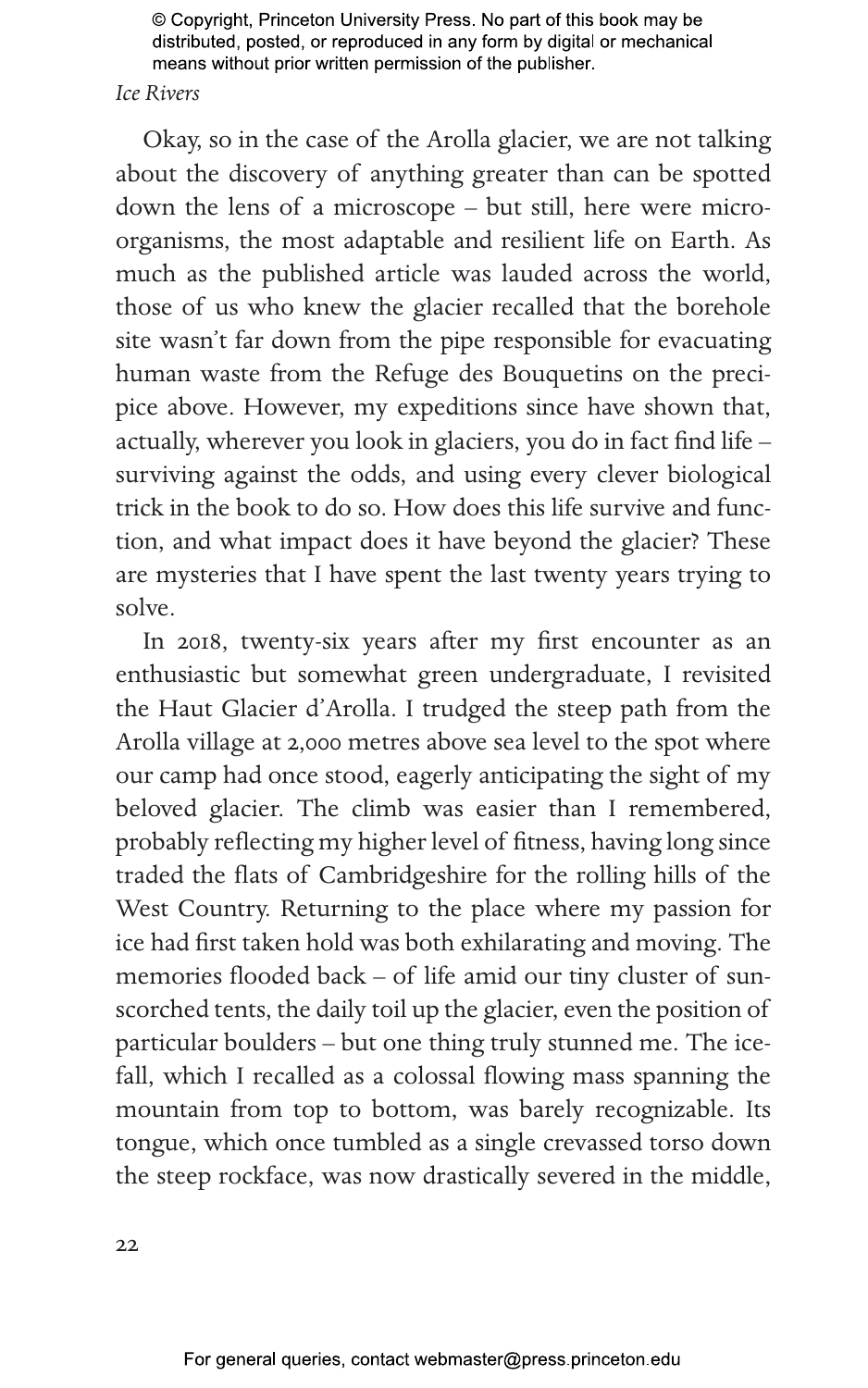Okay, so in the case of the Arolla glacier, we are not talking about the discovery of anything greater than can be spotted down the lens of a microscope – but still, here were microorganisms, the most adaptable and resilient life on Earth. As much as the published article was lauded across the world, those of us who knew the glacier recalled that the borehole site wasn't far down from the pipe responsible for evacuating human waste from the Refuge des Bouquetins on the precipice above. However, my expeditions since have shown that, actually, wherever you look in glaciers, you do in fact find life – surviving against the odds, and using every clever biological trick in the book to do so. How does this life survive and function, and what impact does it have beyond the glacier? These are mysteries that I have spent the last twenty years trying to solve.

In 2018, twenty-six years after my first encounter as an enthusiastic but somewhat green undergraduate, I revisited the Haut Glacier d'Arolla. I trudged the steep path from the Arolla village at 2,000 metres above sea level to the spot where our camp had once stood, eagerly anticipating the sight of my beloved glacier. The climb was easier than I remembered, probably reflecting my higher level of fitness, having long since traded the flats of Cambridgeshire for the rolling hills of the West Country. Returning to the place where my passion for ice had first taken hold was both exhilarating and moving. The memories flooded back – of life amid our tiny cluster of sun-scorched tents, the daily toil up the glacier, even the position of particular boulders – but one thing truly stunned me. The icefall, which I recalled as a colossal flowing mass spanning the mountain from top to bottom, was barely recognizable. Its tongue, which once tumbled as a single crevassed torso down the steep rockface, was now drastically severed in the middle,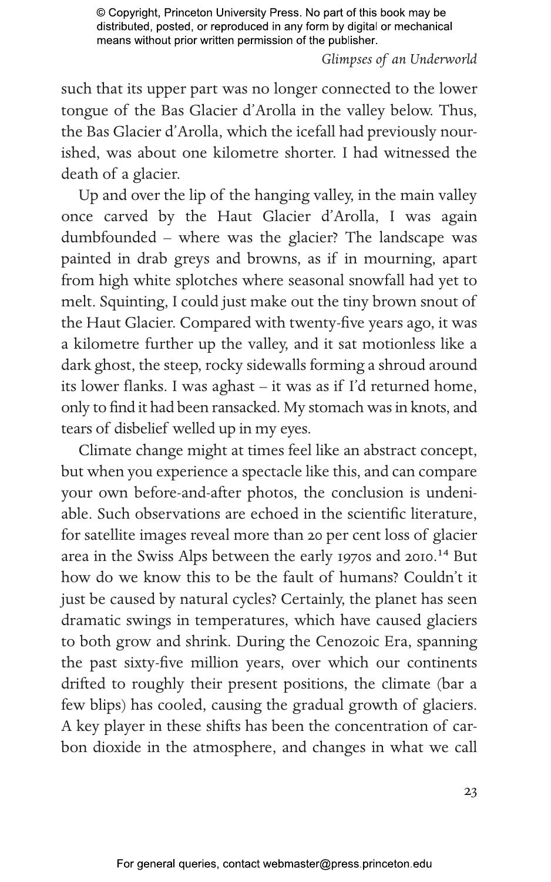such that its upper part was no longer connected to the lower tongue of the Bas Glacier d'Arolla in the valley below. Thus, the Bas Glacier d'Arolla, which the icefall had previously nourished, was about one kilometre shorter. I had witnessed the death of a glacier.

Up and over the lip of the hanging valley, in the main valley once carved by the Haut Glacier d'Arolla, I was again dumbfounded – where was the glacier? The landscape was painted in drab greys and browns, as if in mourning, apart from high white splotches where seasonal snowfall had yet to melt. Squinting, I could just make out the tiny brown snout of the Haut Glacier. Compared with twenty-five years ago, it was a kilometre further up the valley, and it sat motionless like a dark ghost, the steep, rocky sidewalls forming a shroud around its lower flanks. I was aghast – it was as if I'd returned home, only to find it had been ransacked. My stomach was in knots, and tears of disbelief welled up in my eyes.

Climate change might at times feel like an abstract concept, but when you experience a spectacle like this, and can compare your own before-and-after photos, the conclusion is undeniable. Such observations are echoed in the scientific literature, for satellite images reveal more than 20 per cent loss of glacier area in the Swiss Alps between the early 1970s and 2010.[14] But how do we know this to be the fault of humans? Couldn't it just be caused by natural cycles? Certainly, the planet has seen dramatic swings in temperatures, which have caused glaciers to both grow and shrink. During the Cenozoic Era, spanning the past sixty-five million years, over which our continents drifted to roughly their present positions, the climate (bar a few blips) has cooled, causing the gradual growth of glaciers. A key player in these shifts has been the concentration of carbon dioxide in the atmosphere, and changes in what we call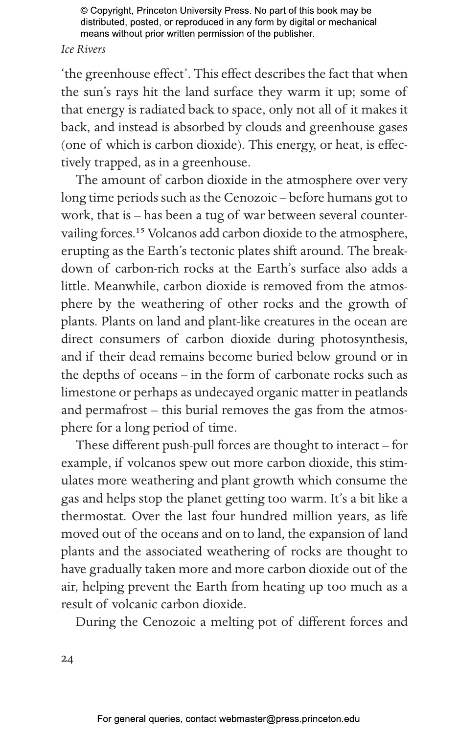'the greenhouse effect'. This effect describes the fact that when the sun's rays hit the land surface they warm it up; some of that energy is radiated back to space, only not all of it makes it back, and instead is absorbed by clouds and greenhouse gases (one of which is carbon dioxide). This energy, or heat, is effectively trapped, as in a greenhouse.

The amount of carbon dioxide in the atmosphere over very long time periods such as the Cenozoic – before humans got to work, that is – has been a tug of war between several countervailing forces.[15] Volcanos add carbon dioxide to the atmosphere, erupting as the Earth's tectonic plates shift around. The breakdown of carbon-rich rocks at the Earth's surface also adds a little. Meanwhile, carbon dioxide is removed from the atmosphere by the weathering of other rocks and the growth of plants. Plants on land and plant-like creatures in the ocean are direct consumers of carbon dioxide during photosynthesis, and if their dead remains become buried below ground or in the depths of oceans – in the form of carbonate rocks such as limestone or perhaps as undecayed organic matter in peatlands and permafrost – this burial removes the gas from the atmosphere for a long period of time.

These different push-pull forces are thought to interact – for example, if volcanos spew out more carbon dioxide, this stimulates more weathering and plant growth which consume the gas and helps stop the planet getting too warm. It's a bit like a thermostat. Over the last four hundred million years, as life moved out of the oceans and on to land, the expansion of land plants and the associated weathering of rocks are thought to have gradually taken more and more carbon dioxide out of the air, helping prevent the Earth from heating up too much as a result of volcanic carbon dioxide.

During the Cenozoic a melting pot of different forces and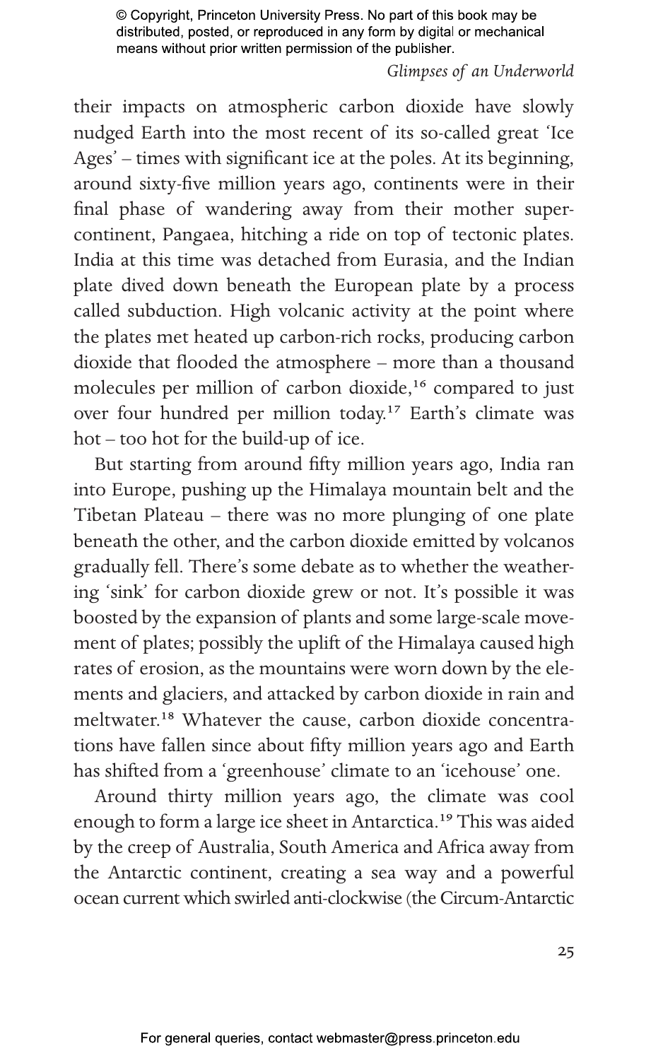their impacts on atmospheric carbon dioxide have slowly nudged Earth into the most recent of its so-called great 'Ice Ages' – times with significant ice at the poles. At its beginning, around sixty-five million years ago, continents were in their final phase of wandering away from their mother supercontinent, Pangaea, hitching a ride on top of tectonic plates. India at this time was detached from Eurasia, and the Indian plate dived down beneath the European plate by a process called subduction. High volcanic activity at the point where the plates met heated up carbon-rich rocks, producing carbon dioxide that flooded the atmosphere – more than a thousand molecules per million of carbon dioxide,[16] compared to just over four hundred per million today.[17] Earth's climate was hot – too hot for the build-up of ice.

But starting from around fifty million years ago, India ran into Europe, pushing up the Himalaya mountain belt and the Tibetan Plateau – there was no more plunging of one plate beneath the other, and the carbon dioxide emitted by volcanos gradually fell. There's some debate as to whether the weathering 'sink' for carbon dioxide grew or not. It's possible it was boosted by the expansion of plants and some large-scale movement of plates; possibly the uplift of the Himalaya caused high rates of erosion, as the mountains were worn down by the elements and glaciers, and attacked by carbon dioxide in rain and meltwater.[18] Whatever the cause, carbon dioxide concentrations have fallen since about fifty million years ago and Earth has shifted from a 'greenhouse' climate to an 'icehouse' one.

Around thirty million years ago, the climate was cool enough to form a large ice sheet in Antarctica.[19] This was aided by the creep of Australia, South America and Africa away from the Antarctic continent, creating a sea way and a powerful ocean current which swirled anti-clockwise (the Circum-Antarctic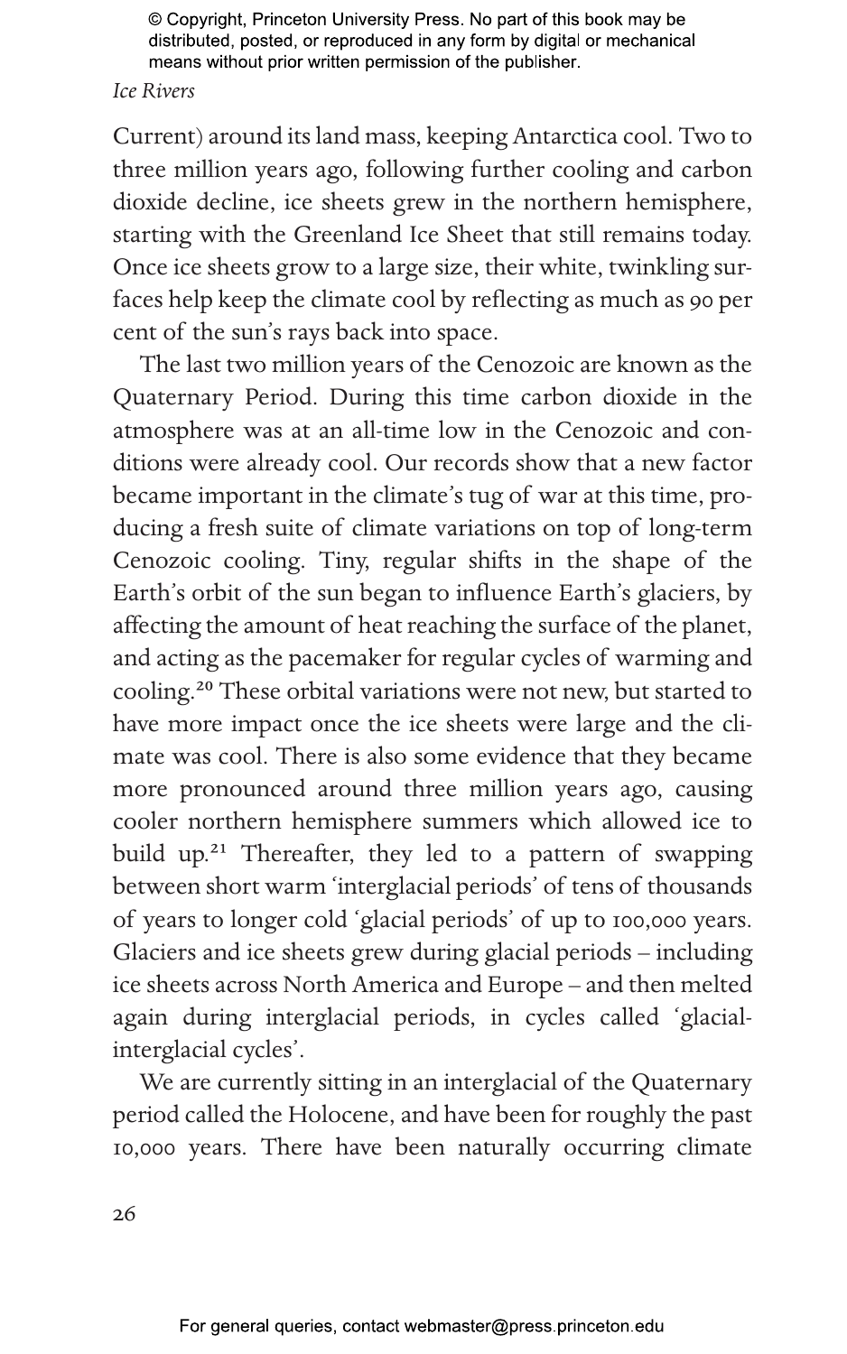Current) around its land mass, keeping Antarctica cool. Two to three million years ago, following further cooling and carbon dioxide decline, ice sheets grew in the northern hemisphere, starting with the Greenland Ice Sheet that still remains today. Once ice sheets grow to a large size, their white, twinkling surfaces help keep the climate cool by reflecting as much as 90 per cent of the sun's rays back into space.

The last two million years of the Cenozoic are known as the Quaternary Period. During this time carbon dioxide in the atmosphere was at an all-time low in the Cenozoic and conditions were already cool. Our records show that a new factor became important in the climate's tug of war at this time, producing a fresh suite of climate variations on top of long-term Cenozoic cooling. Tiny, regular shifts in the shape of the Earth's orbit of the sun began to influence Earth's glaciers, by affecting the amount of heat reaching the surface of the planet, and acting as the pacemaker for regular cycles of warming and cooling.[20] These orbital variations were not new, but started to have more impact once the ice sheets were large and the climate was cool. There is also some evidence that they became more pronounced around three million years ago, causing cooler northern hemisphere summers which allowed ice to build up.[21] Thereafter, they led to a pattern of swapping between short warm 'interglacial periods' of tens of thousands of years to longer cold 'glacial periods' of up to 100,000 years. Glaciers and ice sheets grew during glacial periods – including ice sheets across North America and Europe – and then melted again during interglacial periods, in cycles called 'glacial-interglacial cycles'.

We are currently sitting in an interglacial of the Quaternary period called the Holocene, and have been for roughly the past 10,000 years. There have been naturally occurring climate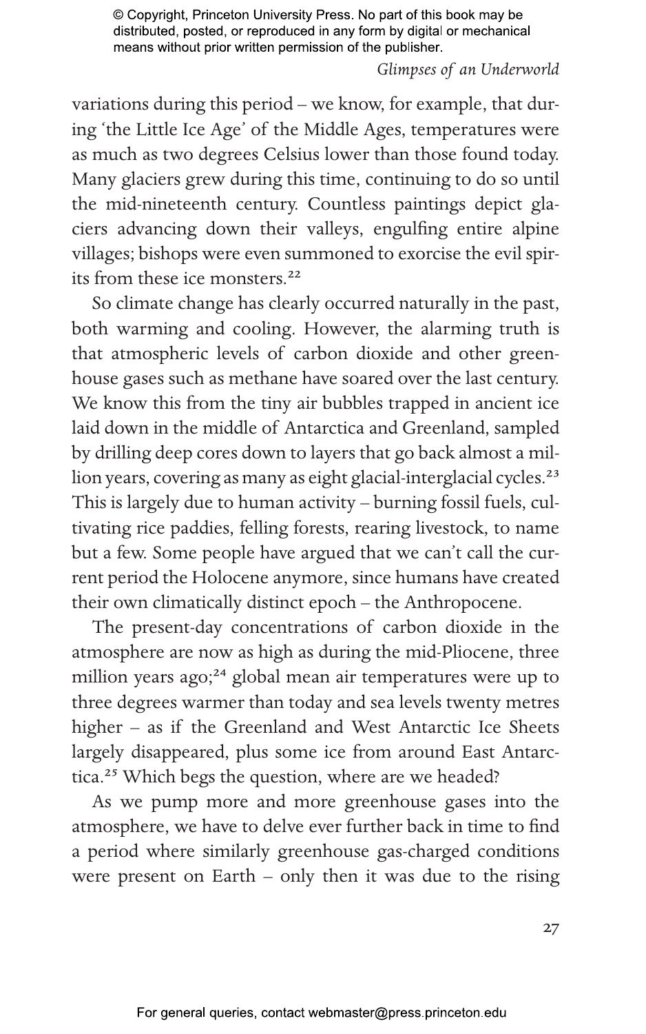variations during this period – we know, for example, that during 'the Little Ice Age' of the Middle Ages, temperatures were as much as two degrees Celsius lower than those found today. Many glaciers grew during this time, continuing to do so until the mid-nineteenth century. Countless paintings depict glaciers advancing down their valleys, engulfing entire alpine villages; bishops were even summoned to exorcise the evil spirits from these ice monsters.[22]

So climate change has clearly occurred naturally in the past, both warming and cooling. However, the alarming truth is that atmospheric levels of carbon dioxide and other greenhouse gases such as methane have soared over the last century. We know this from the tiny air bubbles trapped in ancient ice laid down in the middle of Antarctica and Greenland, sampled by drilling deep cores down to layers that go back almost a million years, covering as many as eight glacial-interglacial cycles.[23] This is largely due to human activity – burning fossil fuels, cultivating rice paddies, felling forests, rearing livestock, to name but a few. Some people have argued that we can't call the current period the Holocene anymore, since humans have created their own climatically distinct epoch – the Anthropocene.

The present-day concentrations of carbon dioxide in the atmosphere are now as high as during the mid-Pliocene, three million years ago;[24] global mean air temperatures were up to three degrees warmer than today and sea levels twenty metres higher – as if the Greenland and West Antarctic Ice Sheets largely disappeared, plus some ice from around East Antarctica.[25] Which begs the question, where are we headed?

As we pump more and more greenhouse gases into the atmosphere, we have to delve ever further back in time to find a period where similarly greenhouse gas-charged conditions were present on Earth – only then it was due to the rising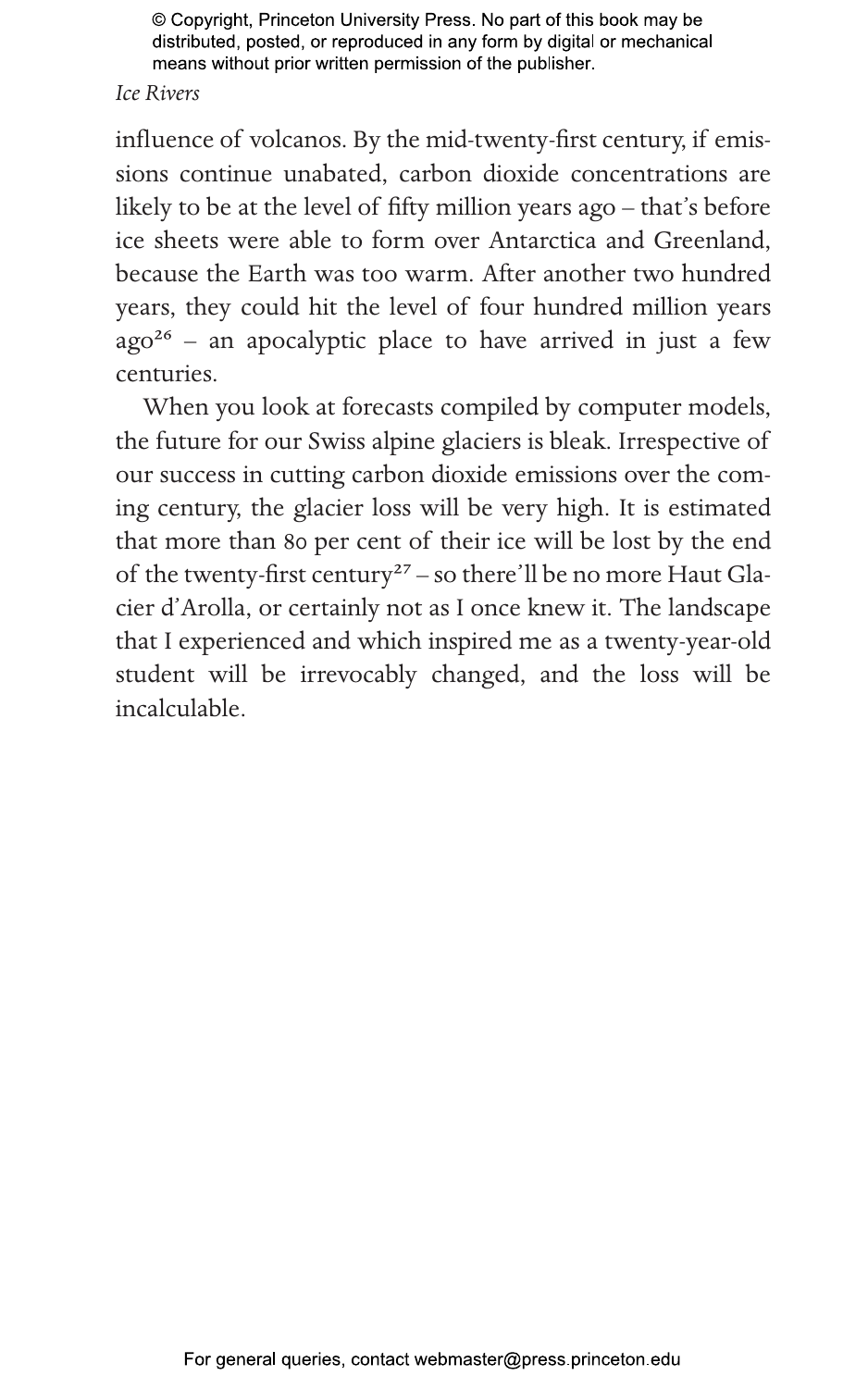influence of volcanos. By the mid-twenty-first century, if emissions continue unabated, carbon dioxide concentrations are likely to be at the level of fifty million years ago – that's before ice sheets were able to form over Antarctica and Greenland, because the Earth was too warm. After another two hundred years, they could hit the level of four hundred million years ago[26] – an apocalyptic place to have arrived in just a few centuries.

When you look at forecasts compiled by computer models, the future for our Swiss alpine glaciers is bleak. Irrespective of our success in cutting carbon dioxide emissions over the coming century, the glacier loss will be very high. It is estimated that more than 80 per cent of their ice will be lost by the end of the twenty-first century[27] – so there'll be no more Haut Glacier d'Arolla, or certainly not as I once knew it. The landscape that I experienced and which inspired me as a twenty-year-old student will be irrevocably changed, and the loss will be incalculable.